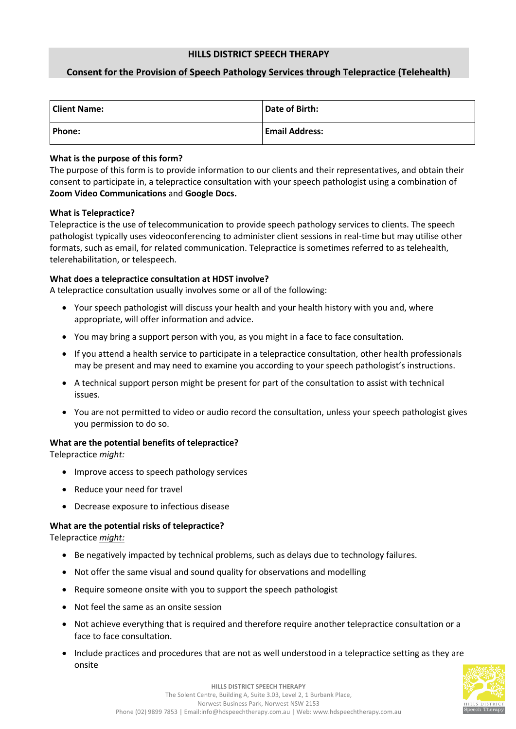# HILLS DISTRICT SPEECH THERAPY

## Consent for the Provision of Speech Pathology Services through Telepractice (Telehealth)

| **Client Name:** | **Date of Birth:** |
|---|---|
| **Phone:** | **Email Address:** |

**What is the purpose of this form?**
The purpose of this form is to provide information to our clients and their representatives, and obtain their consent to participate in, a telepractice consultation with your speech pathologist using a combination of **Zoom Video Communications** and **Google Docs.**

**What is Telepractice?**
Telepractice is the use of telecommunication to provide speech pathology services to clients. The speech pathologist typically uses videoconferencing to administer client sessions in real-time but may utilise other formats, such as email, for related communication. Telepractice is sometimes referred to as telehealth, telerehabilitation, or telespeech.

**What does a telepractice consultation at HDST involve?**
A telepractice consultation usually involves some or all of the following:

- Your speech pathologist will discuss your health and your health history with you and, where appropriate, will offer information and advice.
- You may bring a support person with you, as you might in a face to face consultation.
- If you attend a health service to participate in a telepractice consultation, other health professionals may be present and may need to examine you according to your speech pathologist's instructions.
- A technical support person might be present for part of the consultation to assist with technical issues.
- You are not permitted to video or audio record the consultation, unless your speech pathologist gives you permission to do so.

**What are the potential benefits of telepractice?**
Telepractice ***might:***

- Improve access to speech pathology services
- Reduce your need for travel
- Decrease exposure to infectious disease

**What are the potential risks of telepractice?**
Telepractice ***might:***

- Be negatively impacted by technical problems, such as delays due to technology failures.
- Not offer the same visual and sound quality for observations and modelling
- Require someone onsite with you to support the speech pathologist
- Not feel the same as an onsite session
- Not achieve everything that is required and therefore require another telepractice consultation or a face to face consultation.
- Include practices and procedures that are not as well understood in a telepractice setting as they are onsite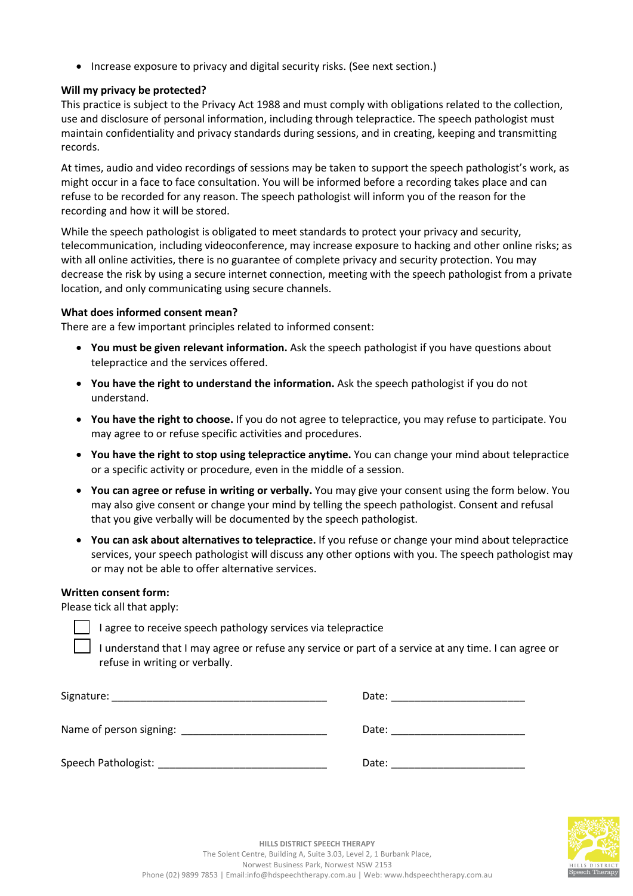- Increase exposure to privacy and digital security risks. (See next section.)

**Will my privacy be protected?**

This practice is subject to the Privacy Act 1988 and must comply with obligations related to the collection, use and disclosure of personal information, including through telepractice. The speech pathologist must maintain confidentiality and privacy standards during sessions, and in creating, keeping and transmitting records.

At times, audio and video recordings of sessions may be taken to support the speech pathologist's work, as might occur in a face to face consultation. You will be informed before a recording takes place and can refuse to be recorded for any reason. The speech pathologist will inform you of the reason for the recording and how it will be stored.

While the speech pathologist is obligated to meet standards to protect your privacy and security, telecommunication, including videoconference, may increase exposure to hacking and other online risks; as with all online activities, there is no guarantee of complete privacy and security protection. You may decrease the risk by using a secure internet connection, meeting with the speech pathologist from a private location, and only communicating using secure channels.

**What does informed consent mean?**

There are a few important principles related to informed consent:

- **You must be given relevant information.** Ask the speech pathologist if you have questions about telepractice and the services offered.
- **You have the right to understand the information.** Ask the speech pathologist if you do not understand.
- **You have the right to choose.** If you do not agree to telepractice, you may refuse to participate. You may agree to or refuse specific activities and procedures.
- **You have the right to stop using telepractice anytime.** You can change your mind about telepractice or a specific activity or procedure, even in the middle of a session.
- **You can agree or refuse in writing or verbally.** You may give your consent using the form below. You may also give consent or change your mind by telling the speech pathologist. Consent and refusal that you give verbally will be documented by the speech pathologist.
- **You can ask about alternatives to telepractice.** If you refuse or change your mind about telepractice services, your speech pathologist will discuss any other options with you. The speech pathologist may or may not be able to offer alternative services.

**Written consent form:**

Please tick all that apply:

☐ I agree to receive speech pathology services via telepractice

☐ I understand that I may agree or refuse any service or part of a service at any time. I can agree or refuse in writing or verbally.

Signature: ______________________________________ Date: ________________________

Name of person signing: __________________________ Date: ________________________

Speech Pathologist: _____________________________ Date: ________________________

HILLS DISTRICT SPEECH THERAPY
The Solent Centre, Building A, Suite 3.03, Level 2, 1 Burbank Place,
Norwest Business Park, Norwest NSW 2153
Phone (02) 9899 7853 | Email:info@hdspeechtherapy.com.au | Web: www.hdspeechtherapy.com.au